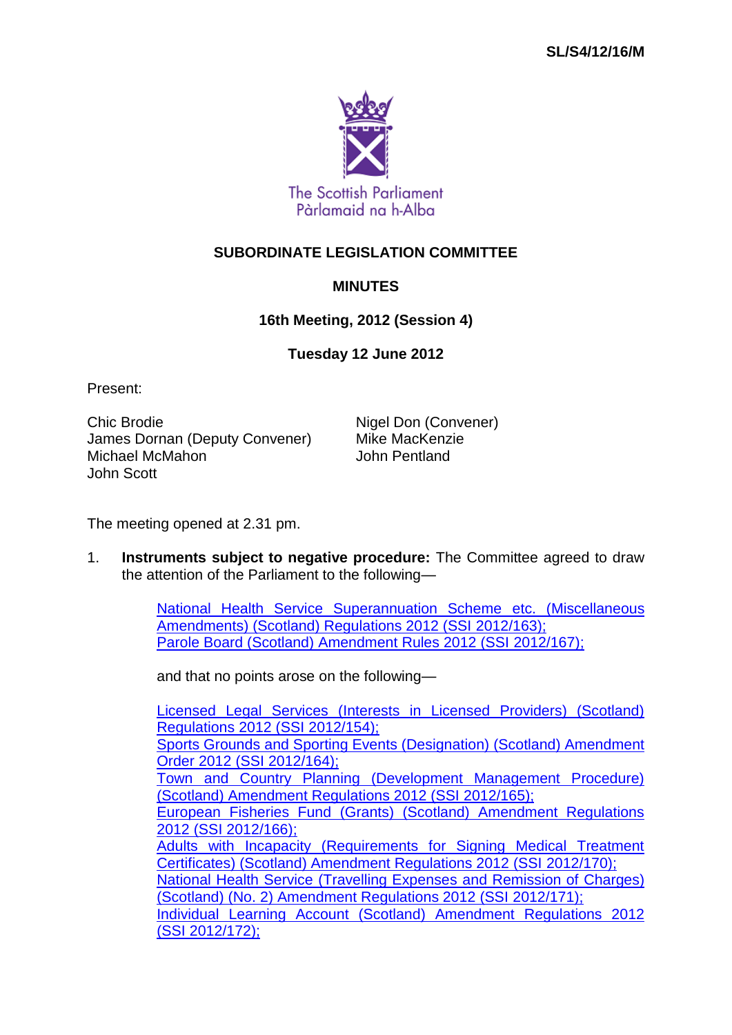SL/S4/12/16/M

The Scottish Parliament
Pàrlamaid na h-Alba

# SUBORDINATE LEGISLATION COMMITTEE

## MINUTES

### 16th Meeting, 2012 (Session 4)

### Tuesday 12 June 2012

Present:

Chic Brodie
James Dornan (Deputy Convener)
Michael McMahon
John Scott
Nigel Don (Convener)
Mike MacKenzie
John Pentland

The meeting opened at 2.31 pm.

1. **Instruments subject to negative procedure:** The Committee agreed to draw the attention of the Parliament to the following—

   National Health Service Superannuation Scheme etc. (Miscellaneous Amendments) (Scotland) Regulations 2012 (SSI 2012/163);
   Parole Board (Scotland) Amendment Rules 2012 (SSI 2012/167);

   and that no points arose on the following—

   Licensed Legal Services (Interests in Licensed Providers) (Scotland) Regulations 2012 (SSI 2012/154);
   Sports Grounds and Sporting Events (Designation) (Scotland) Amendment Order 2012 (SSI 2012/164);
   Town and Country Planning (Development Management Procedure) (Scotland) Amendment Regulations 2012 (SSI 2012/165);
   European Fisheries Fund (Grants) (Scotland) Amendment Regulations 2012 (SSI 2012/166);
   Adults with Incapacity (Requirements for Signing Medical Treatment Certificates) (Scotland) Amendment Regulations 2012 (SSI 2012/170);
   National Health Service (Travelling Expenses and Remission of Charges) (Scotland) (No. 2) Amendment Regulations 2012 (SSI 2012/171);
   Individual Learning Account (Scotland) Amendment Regulations 2012 (SSI 2012/172);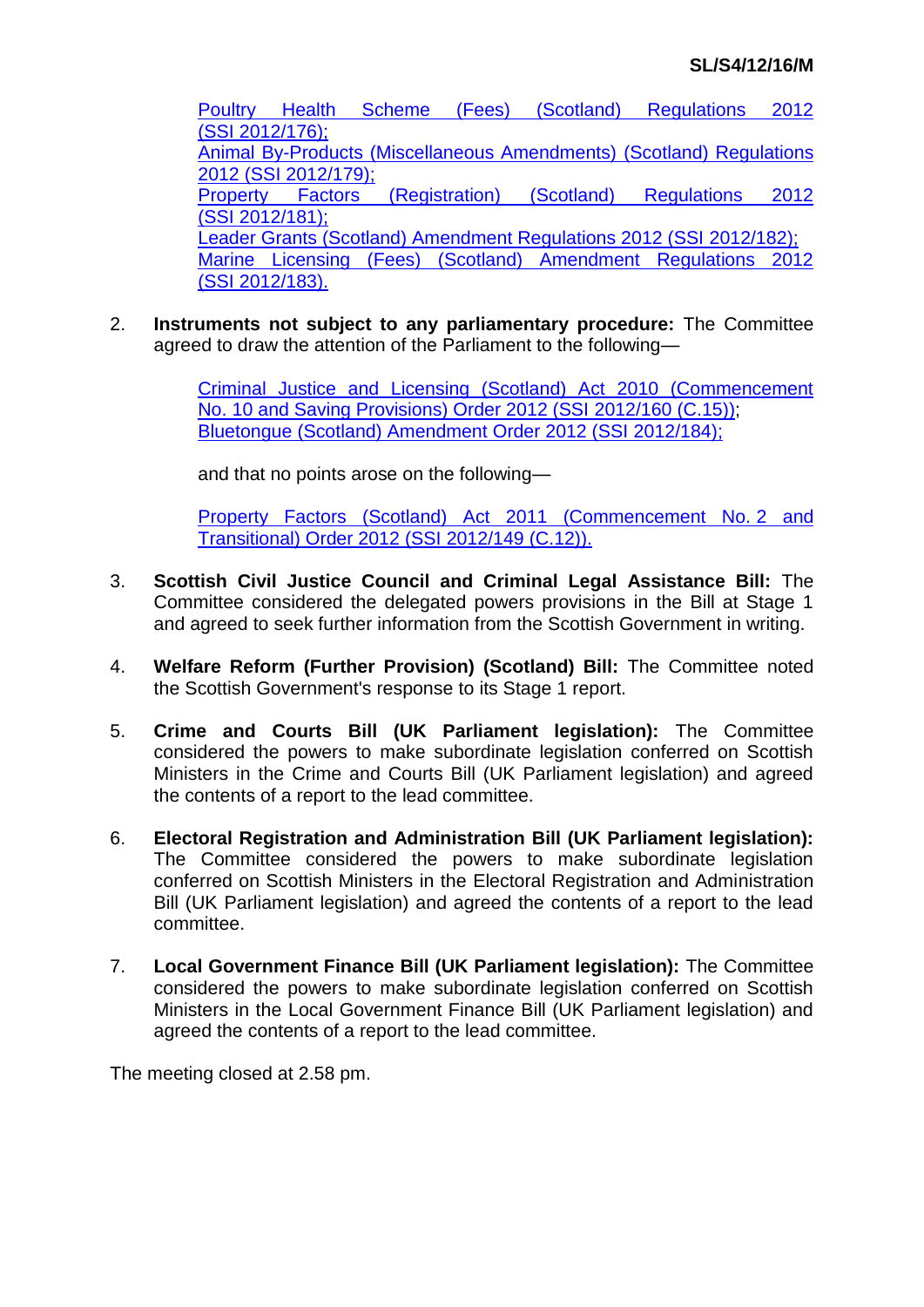Poultry Health Scheme (Fees) (Scotland) Regulations 2012 (SSI 2012/176);
Animal By-Products (Miscellaneous Amendments) (Scotland) Regulations 2012 (SSI 2012/179);
Property Factors (Registration) (Scotland) Regulations 2012 (SSI 2012/181);
Leader Grants (Scotland) Amendment Regulations 2012 (SSI 2012/182);
Marine Licensing (Fees) (Scotland) Amendment Regulations 2012 (SSI 2012/183).

2. **Instruments not subject to any parliamentary procedure:** The Committee agreed to draw the attention of the Parliament to the following—

   Criminal Justice and Licensing (Scotland) Act 2010 (Commencement No. 10 and Saving Provisions) Order 2012 (SSI 2012/160 (C.15));
   Bluetongue (Scotland) Amendment Order 2012 (SSI 2012/184);

   and that no points arose on the following—

   Property Factors (Scotland) Act 2011 (Commencement No. 2 and Transitional) Order 2012 (SSI 2012/149 (C.12)).

3. **Scottish Civil Justice Council and Criminal Legal Assistance Bill:** The Committee considered the delegated powers provisions in the Bill at Stage 1 and agreed to seek further information from the Scottish Government in writing.

4. **Welfare Reform (Further Provision) (Scotland) Bill:** The Committee noted the Scottish Government's response to its Stage 1 report.

5. **Crime and Courts Bill (UK Parliament legislation):** The Committee considered the powers to make subordinate legislation conferred on Scottish Ministers in the Crime and Courts Bill (UK Parliament legislation) and agreed the contents of a report to the lead committee.

6. **Electoral Registration and Administration Bill (UK Parliament legislation):** The Committee considered the powers to make subordinate legislation conferred on Scottish Ministers in the Electoral Registration and Administration Bill (UK Parliament legislation) and agreed the contents of a report to the lead committee.

7. **Local Government Finance Bill (UK Parliament legislation):** The Committee considered the powers to make subordinate legislation conferred on Scottish Ministers in the Local Government Finance Bill (UK Parliament legislation) and agreed the contents of a report to the lead committee.

The meeting closed at 2.58 pm.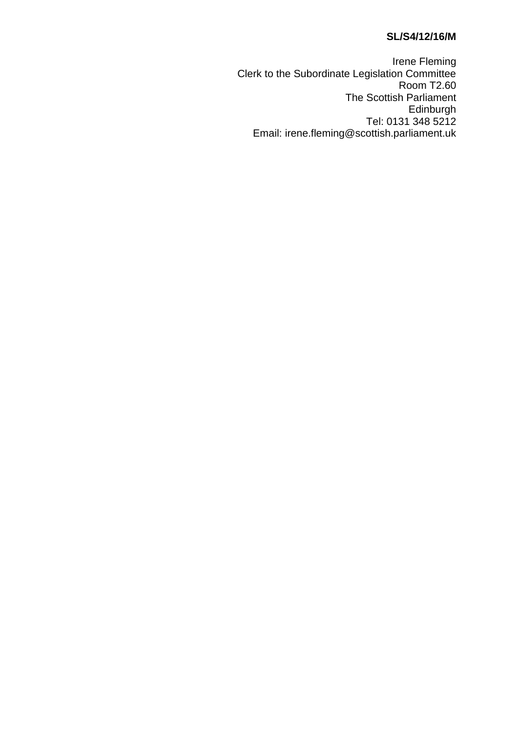**SL/S4/12/16/M**

Irene Fleming
Clerk to the Subordinate Legislation Committee
Room T2.60
The Scottish Parliament
Edinburgh
Tel: 0131 348 5212
Email: irene.fleming@scottish.parliament.uk